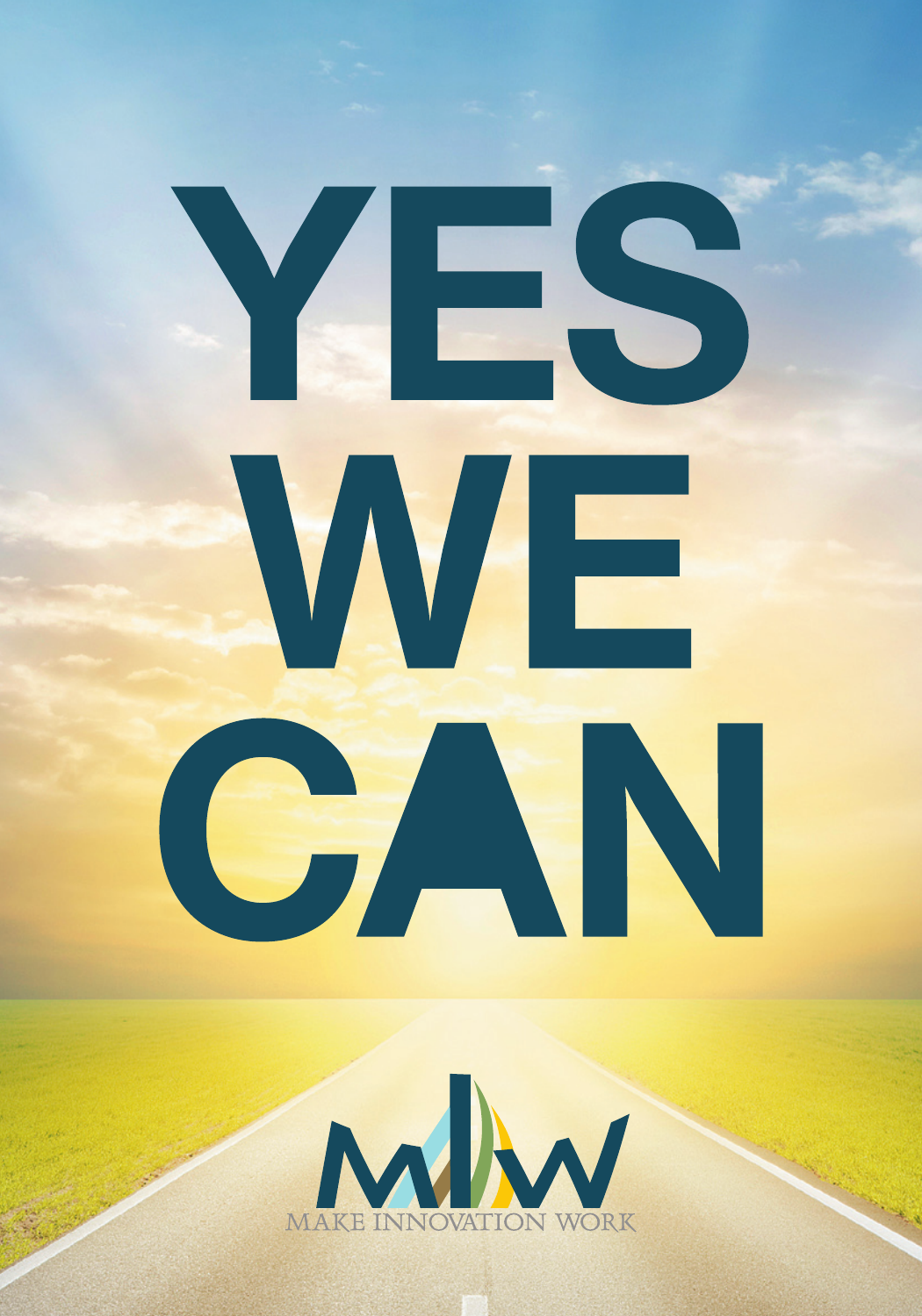# YES WE CAN

MAKE INNOVATION WORK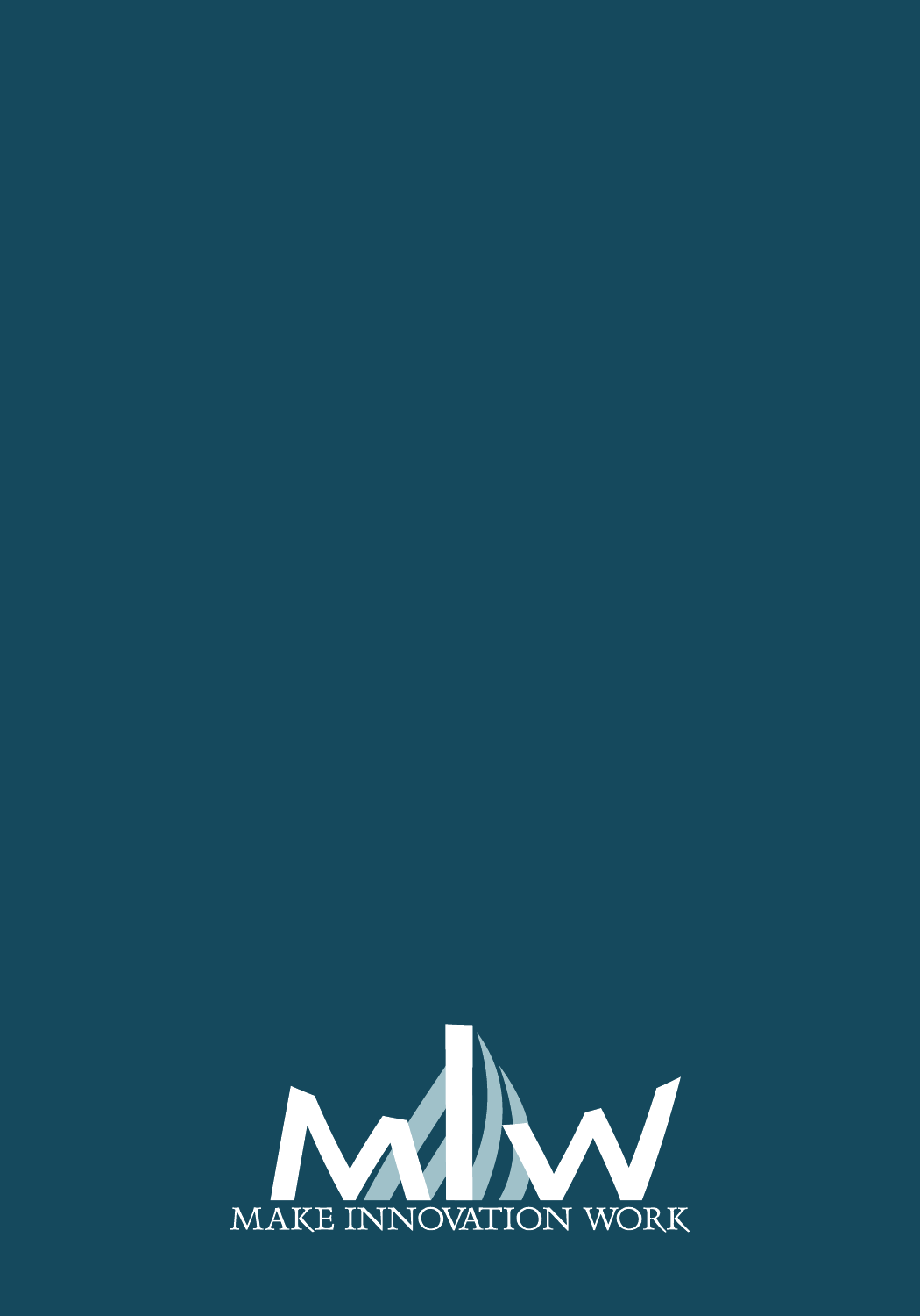MAKE INNOVATION WORK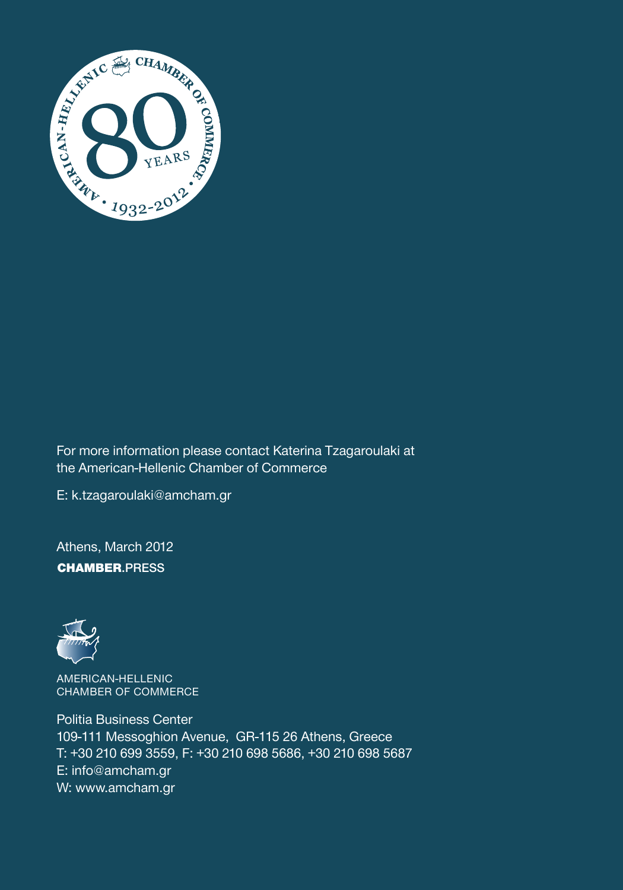For more information please contact Katerina Tzagaroulaki at the American-Hellenic Chamber of Commerce

E: k.tzagaroulaki@amcham.gr

Athens, March 2012

**CHAMBER**.PRESS

AMERICAN-HELLENIC
CHAMBER OF COMMERCE

Politia Business Center
109-111 Messoghion Avenue, GR-115 26 Athens, Greece
T: +30 210 699 3559, F: +30 210 698 5686, +30 210 698 5687
E: info@amcham.gr
W: www.amcham.gr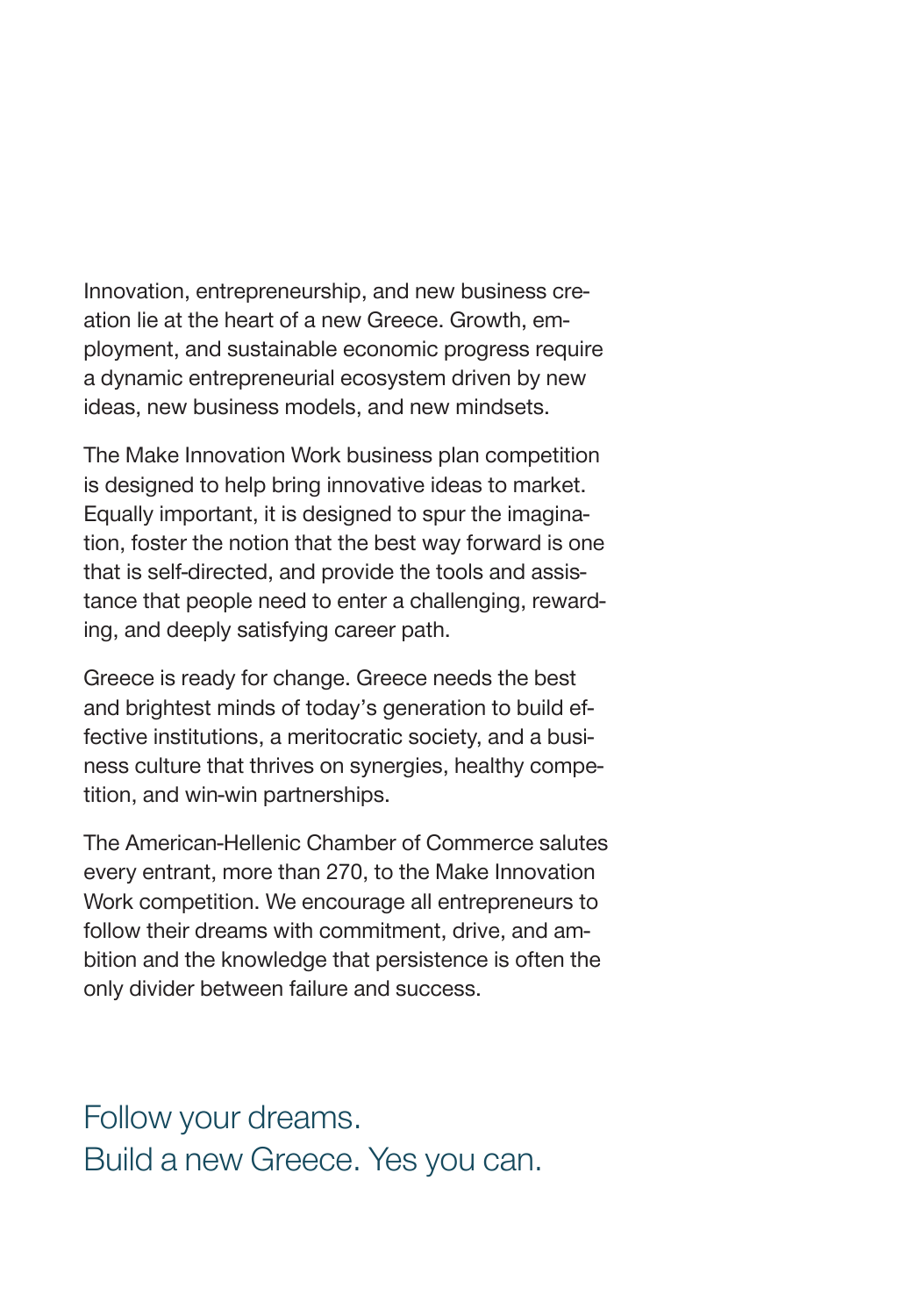Innovation, entrepreneurship, and new business creation lie at the heart of a new Greece. Growth, employment, and sustainable economic progress require a dynamic entrepreneurial ecosystem driven by new ideas, new business models, and new mindsets.

The Make Innovation Work business plan competition is designed to help bring innovative ideas to market. Equally important, it is designed to spur the imagination, foster the notion that the best way forward is one that is self-directed, and provide the tools and assistance that people need to enter a challenging, rewarding, and deeply satisfying career path.

Greece is ready for change. Greece needs the best and brightest minds of today's generation to build effective institutions, a meritocratic society, and a business culture that thrives on synergies, healthy competition, and win-win partnerships.

The American-Hellenic Chamber of Commerce salutes every entrant, more than 270, to the Make Innovation Work competition. We encourage all entrepreneurs to follow their dreams with commitment, drive, and ambition and the knowledge that persistence is often the only divider between failure and success.

## Follow your dreams.
## Build a new Greece. Yes you can.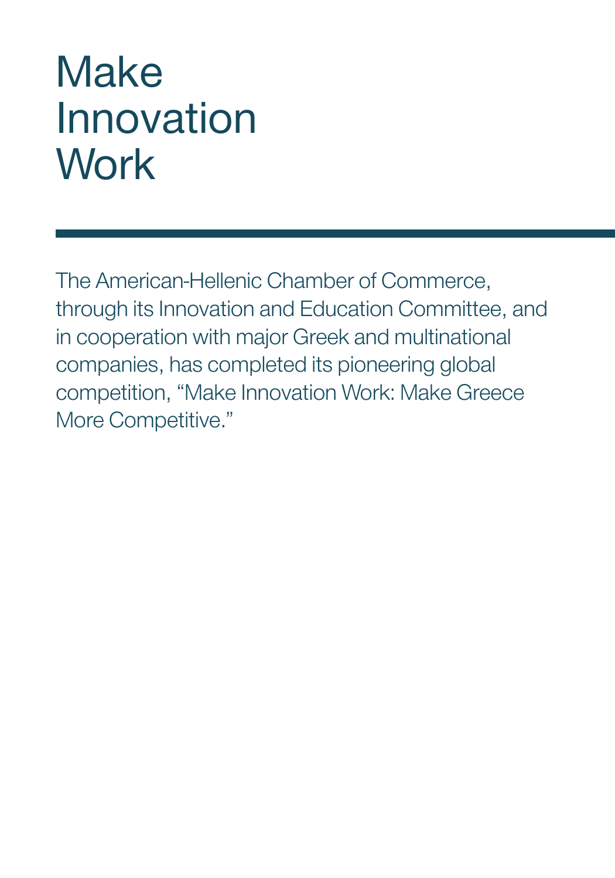# Make Innovation Work

The American-Hellenic Chamber of Commerce, through its Innovation and Education Committee, and in cooperation with major Greek and multinational companies, has completed its pioneering global competition, “Make Innovation Work: Make Greece More Competitive.”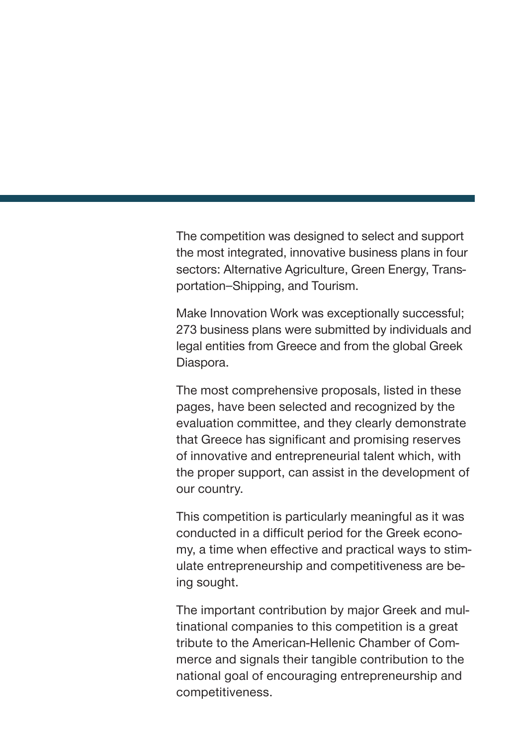The competition was designed to select and support the most integrated, innovative business plans in four sectors: Alternative Agriculture, Green Energy, Transportation–Shipping, and Tourism.

Make Innovation Work was exceptionally successful; 273 business plans were submitted by individuals and legal entities from Greece and from the global Greek Diaspora.

The most comprehensive proposals, listed in these pages, have been selected and recognized by the evaluation committee, and they clearly demonstrate that Greece has significant and promising reserves of innovative and entrepreneurial talent which, with the proper support, can assist in the development of our country.

This competition is particularly meaningful as it was conducted in a difficult period for the Greek economy, a time when effective and practical ways to stimulate entrepreneurship and competitiveness are being sought.

The important contribution by major Greek and multinational companies to this competition is a great tribute to the American-Hellenic Chamber of Commerce and signals their tangible contribution to the national goal of encouraging entrepreneurship and competitiveness.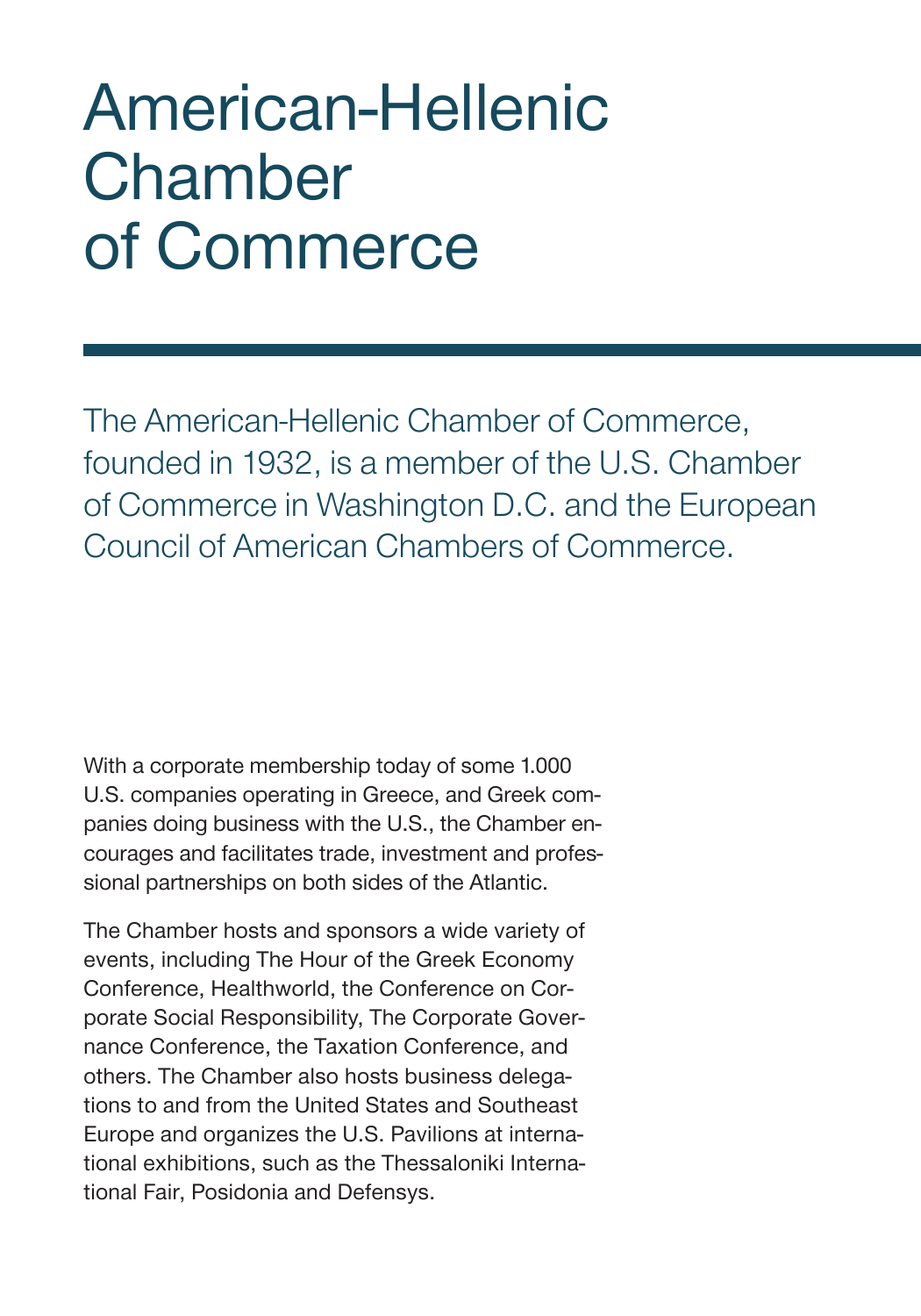# American-Hellenic Chamber of Commerce

The American-Hellenic Chamber of Commerce, founded in 1932, is a member of the U.S. Chamber of Commerce in Washington D.C. and the European Council of American Chambers of Commerce.

With a corporate membership today of some 1.000 U.S. companies operating in Greece, and Greek companies doing business with the U.S., the Chamber encourages and facilitates trade, investment and professional partnerships on both sides of the Atlantic.

The Chamber hosts and sponsors a wide variety of events, including The Hour of the Greek Economy Conference, Healthworld, the Conference on Corporate Social Responsibility, The Corporate Governance Conference, the Taxation Conference, and others. The Chamber also hosts business delegations to and from the United States and Southeast Europe and organizes the U.S. Pavilions at international exhibitions, such as the Thessaloniki International Fair, Posidonia and Defensys.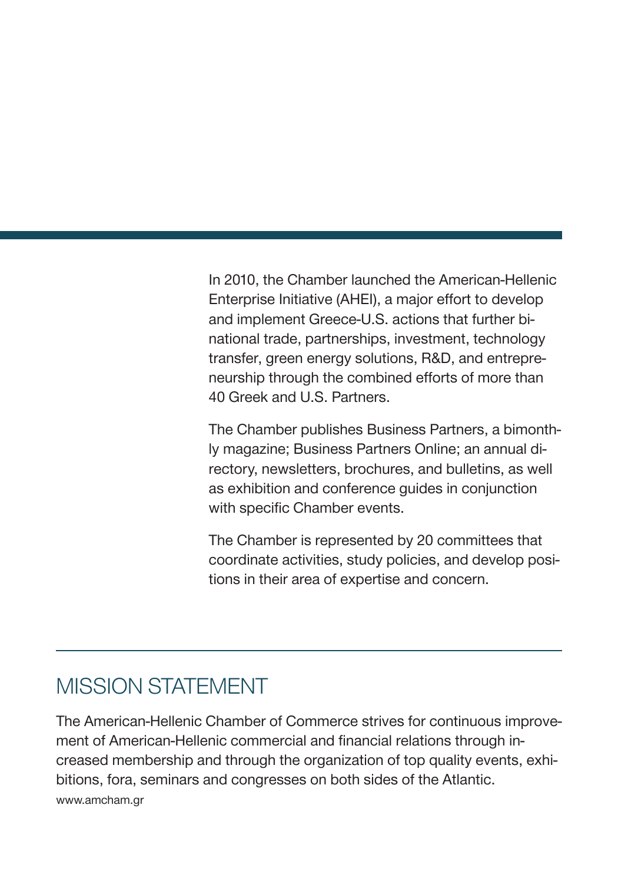In 2010, the Chamber launched the American-Hellenic Enterprise Initiative (AHEI), a major effort to develop and implement Greece-U.S. actions that further binational trade, partnerships, investment, technology transfer, green energy solutions, R&D, and entrepreneurship through the combined efforts of more than 40 Greek and U.S. Partners.

The Chamber publishes Business Partners, a bimonthly magazine; Business Partners Online; an annual directory, newsletters, brochures, and bulletins, as well as exhibition and conference guides in conjunction with specific Chamber events.

The Chamber is represented by 20 committees that coordinate activities, study policies, and develop positions in their area of expertise and concern.

## MISSION STATEMENT

The American-Hellenic Chamber of Commerce strives for continuous improvement of American-Hellenic commercial and financial relations through increased membership and through the organization of top quality events, exhibitions, fora, seminars and congresses on both sides of the Atlantic.

www.amcham.gr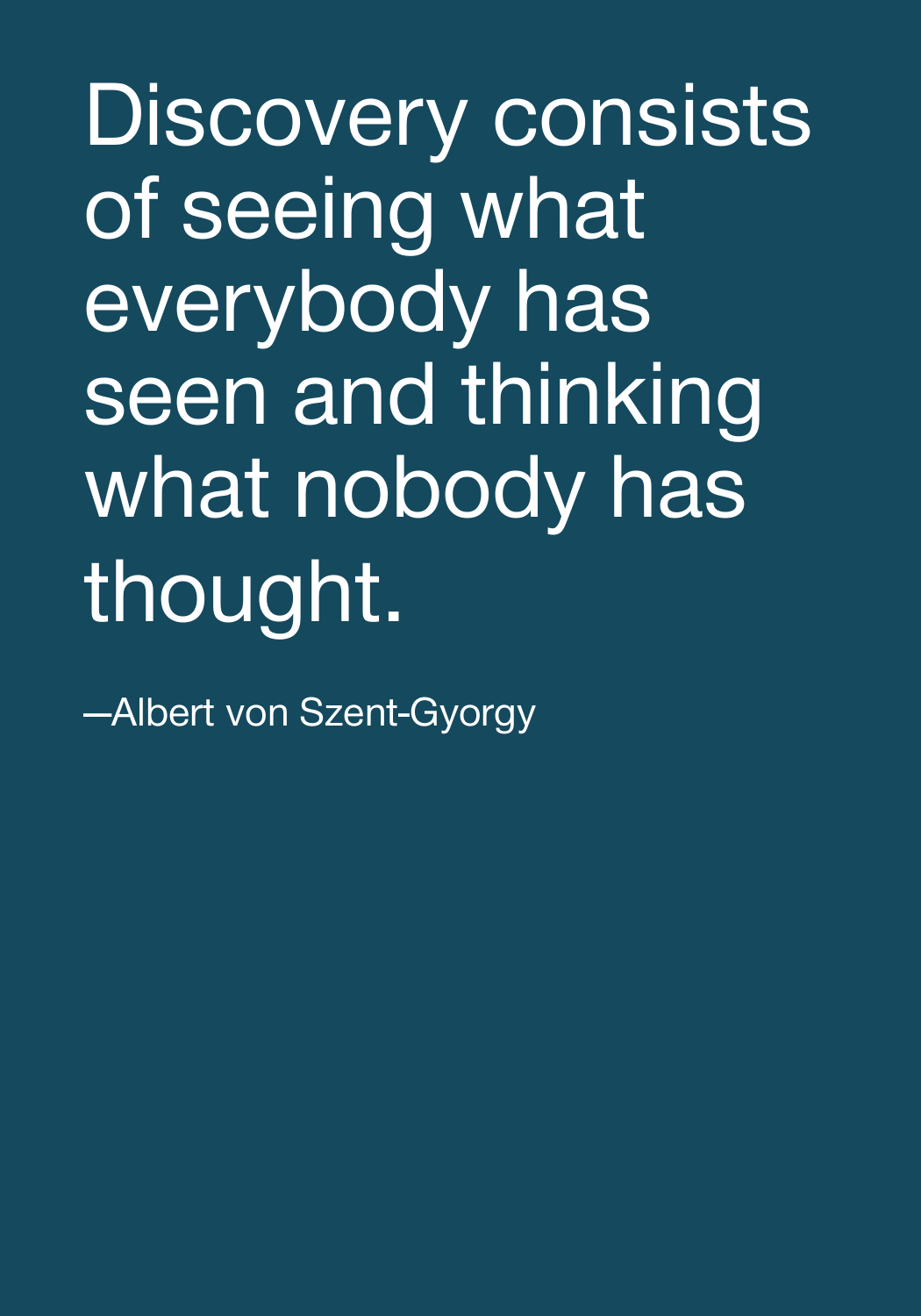Discovery consists of seeing what everybody has seen and thinking what nobody has thought.

—Albert von Szent-Gyorgy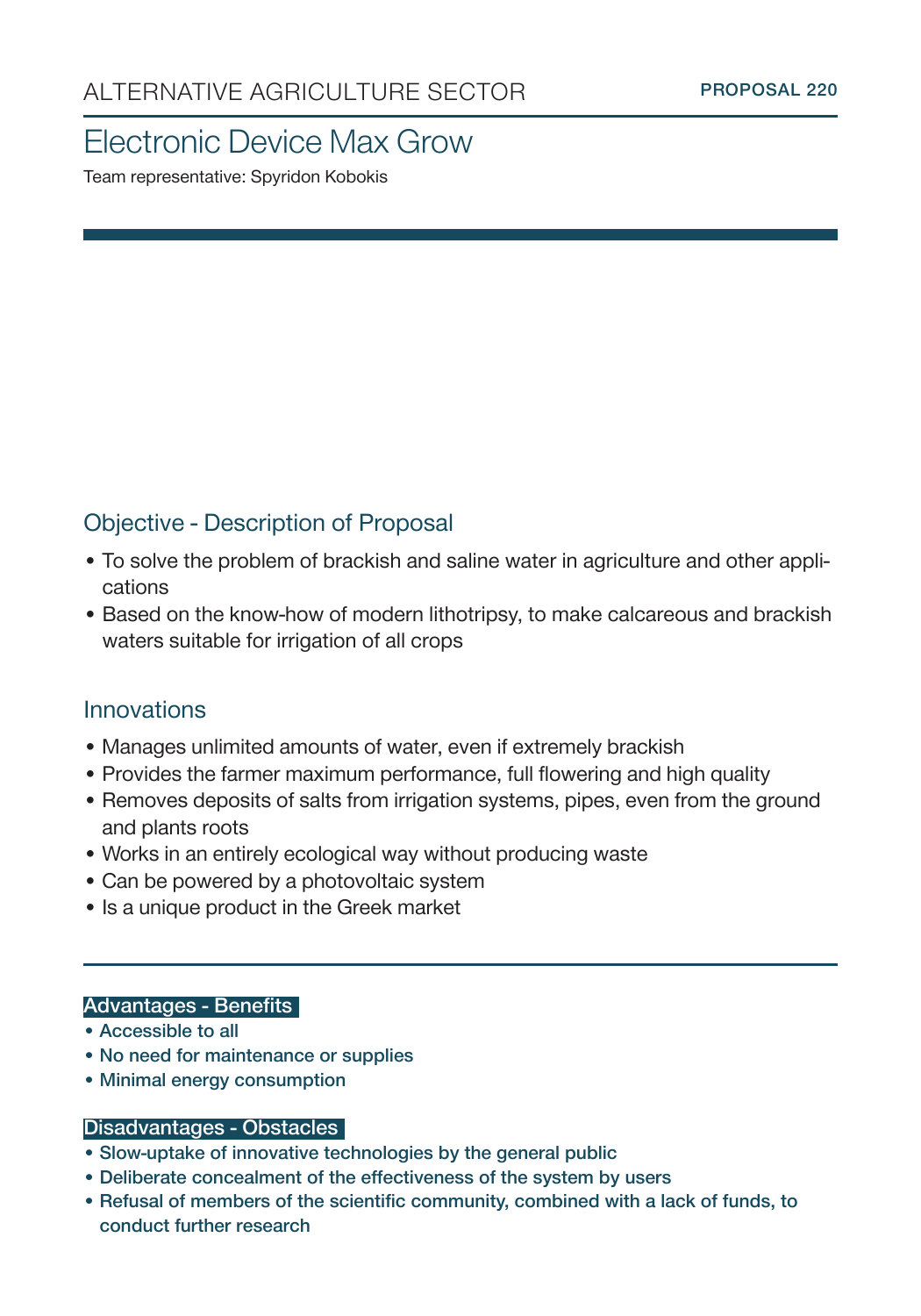ALTERNATIVE AGRICULTURE SECTOR

**PROPOSAL 220**

# Electronic Device Max Grow

Team representative: Spyridon Kobokis

## Objective - Description of Proposal

- To solve the problem of brackish and saline water in agriculture and other applications
- Based on the know-how of modern lithotripsy, to make calcareous and brackish waters suitable for irrigation of all crops

## Innovations

- Manages unlimited amounts of water, even if extremely brackish
- Provides the farmer maximum performance, full flowering and high quality
- Removes deposits of salts from irrigation systems, pipes, even from the ground and plants roots
- Works in an entirely ecological way without producing waste
- Can be powered by a photovoltaic system
- Is a unique product in the Greek market

### Advantages - Benefits

- Accessible to all
- No need for maintenance or supplies
- Minimal energy consumption

### Disadvantages - Obstacles

- Slow-uptake of innovative technologies by the general public
- Deliberate concealment of the effectiveness of the system by users
- Refusal of members of the scientific community, combined with a lack of funds, to conduct further research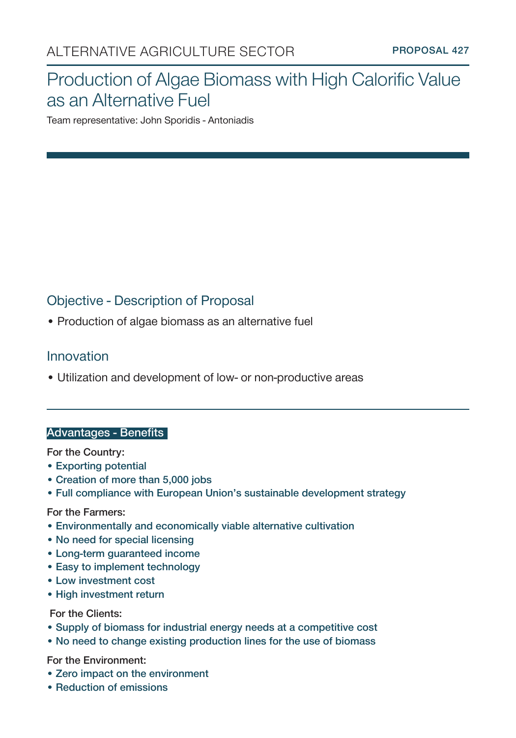ALTERNATIVE AGRICULTURE SECTOR — **PROPOSAL 427**

# Production of Algae Biomass with High Calorific Value as an Alternative Fuel

Team representative: John Sporidis - Antoniadis

## Objective - Description of Proposal

- Production of algae biomass as an alternative fuel

## Innovation

- Utilization and development of low- or non-productive areas

### Advantages - Benefits

For the Country:
- Exporting potential
- Creation of more than 5,000 jobs
- Full compliance with European Union's sustainable development strategy

For the Farmers:
- Environmentally and economically viable alternative cultivation
- No need for special licensing
- Long-term guaranteed income
- Easy to implement technology
- Low investment cost
- High investment return

For the Clients:
- Supply of biomass for industrial energy needs at a competitive cost
- No need to change existing production lines for the use of biomass

For the Environment:
- Zero impact on the environment
- Reduction of emissions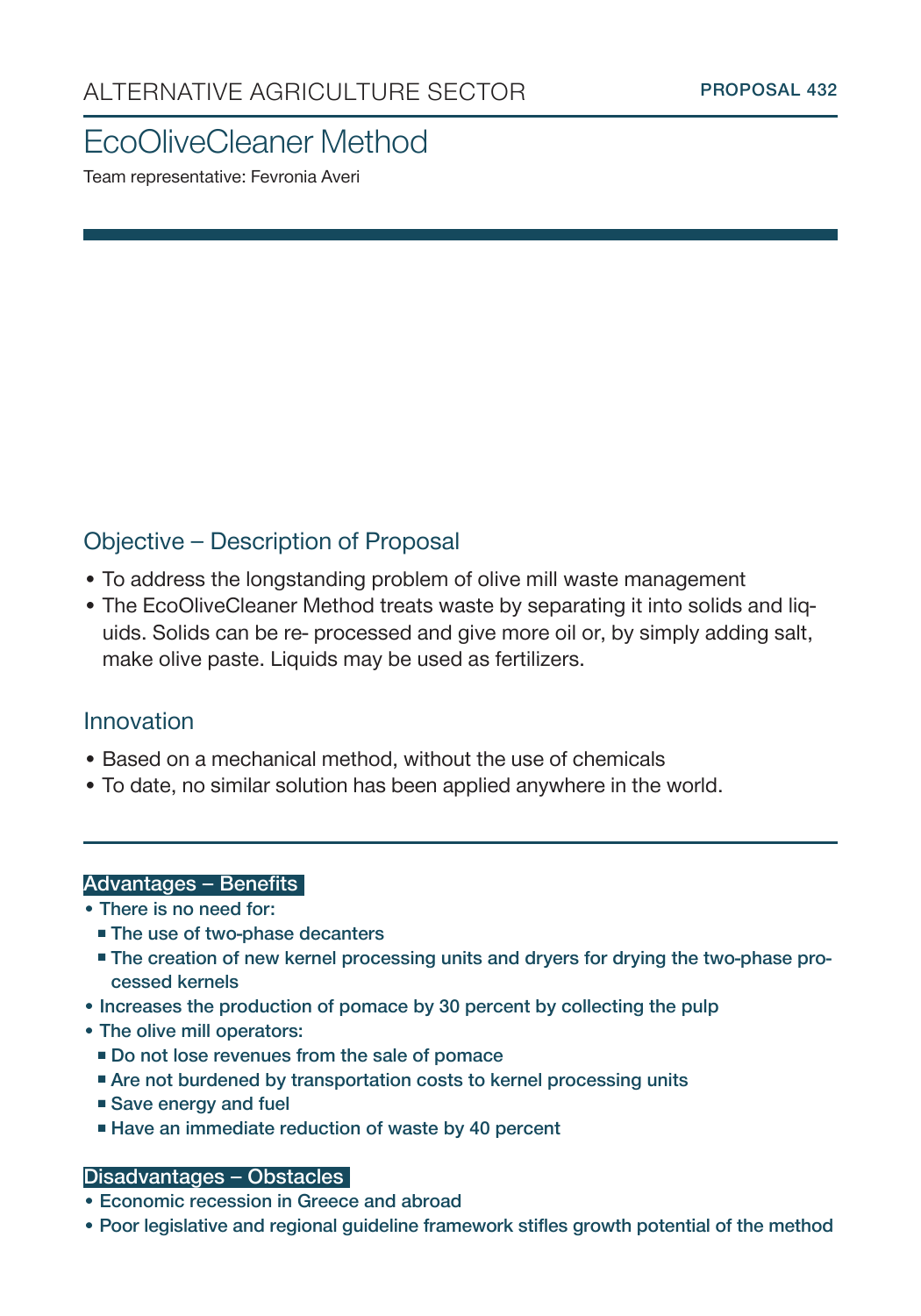ALTERNATIVE AGRICULTURE SECTOR

PROPOSAL 432

# EcoOliveCleaner Method

Team representative: Fevronia Averi

## Objective – Description of Proposal

- To address the longstanding problem of olive mill waste management
- The EcoOliveCleaner Method treats waste by separating it into solids and liquids. Solids can be re- processed and give more oil or, by simply adding salt, make olive paste. Liquids may be used as fertilizers.

## Innovation

- Based on a mechanical method, without the use of chemicals
- To date, no similar solution has been applied anywhere in the world.

### Advantages – Benefits

- There is no need for:
  - The use of two-phase decanters
  - The creation of new kernel processing units and dryers for drying the two-phase processed kernels
- Increases the production of pomace by 30 percent by collecting the pulp
- The olive mill operators:
  - Do not lose revenues from the sale of pomace
  - Are not burdened by transportation costs to kernel processing units
  - Save energy and fuel
  - Have an immediate reduction of waste by 40 percent

### Disadvantages – Obstacles

- Economic recession in Greece and abroad
- Poor legislative and regional guideline framework stifles growth potential of the method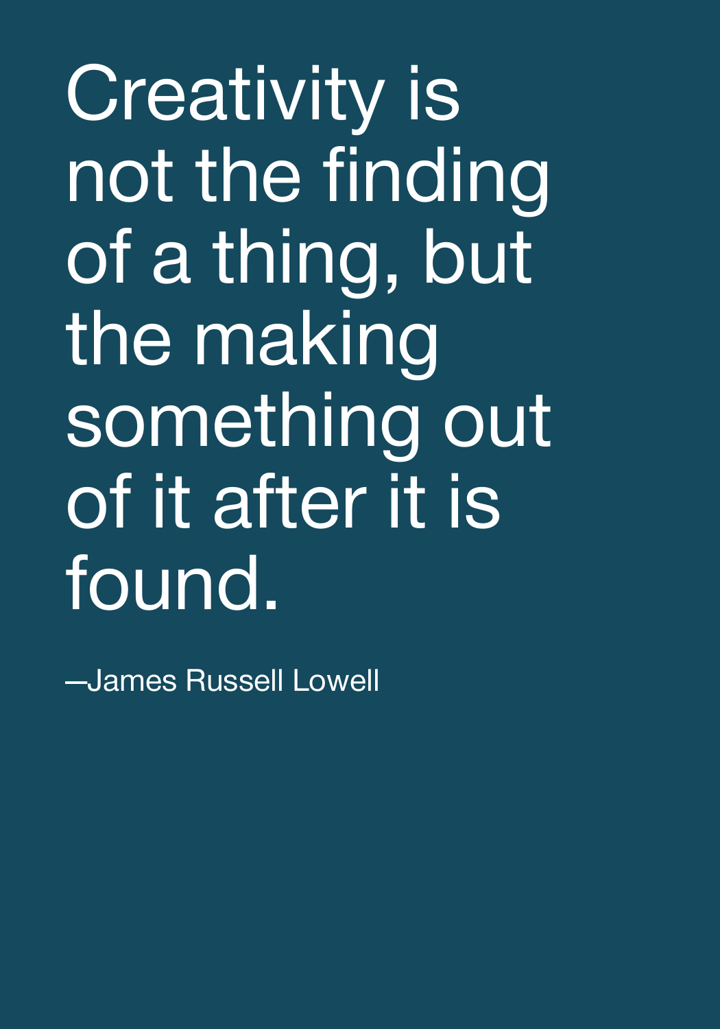Creativity is not the finding of a thing, but the making something out of it after it is found.

—James Russell Lowell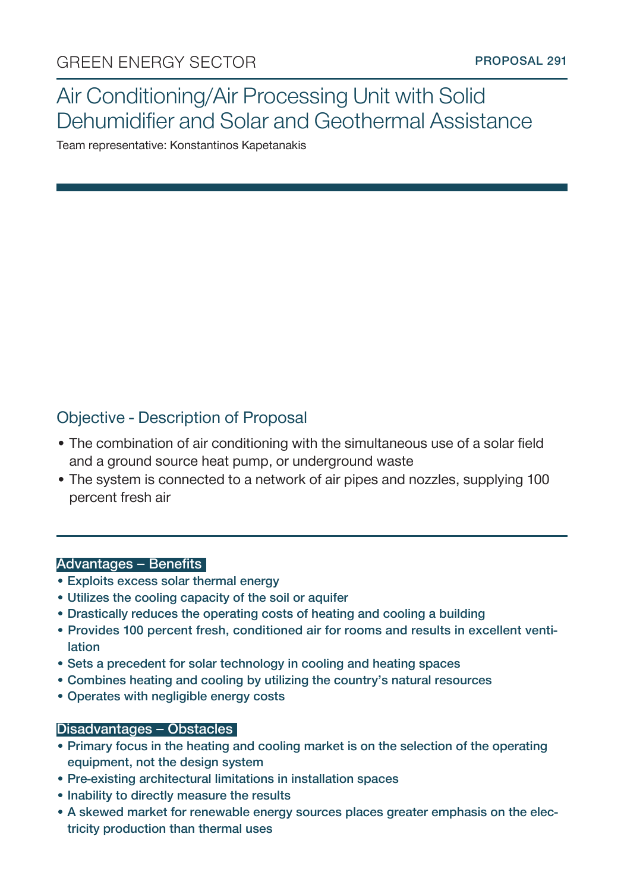GREEN ENERGY SECTOR

**PROPOSAL 291**

# Air Conditioning/Air Processing Unit with Solid Dehumidifier and Solar and Geothermal Assistance

Team representative: Konstantinos Kapetanakis

## Objective - Description of Proposal

- The combination of air conditioning with the simultaneous use of a solar field and a ground source heat pump, or underground waste
- The system is connected to a network of air pipes and nozzles, supplying 100 percent fresh air

### Advantages – Benefits

- Exploits excess solar thermal energy
- Utilizes the cooling capacity of the soil or aquifer
- Drastically reduces the operating costs of heating and cooling a building
- Provides 100 percent fresh, conditioned air for rooms and results in excellent ventilation
- Sets a precedent for solar technology in cooling and heating spaces
- Combines heating and cooling by utilizing the country's natural resources
- Operates with negligible energy costs

### Disadvantages – Obstacles

- Primary focus in the heating and cooling market is on the selection of the operating equipment, not the design system
- Pre-existing architectural limitations in installation spaces
- Inability to directly measure the results
- A skewed market for renewable energy sources places greater emphasis on the electricity production than thermal uses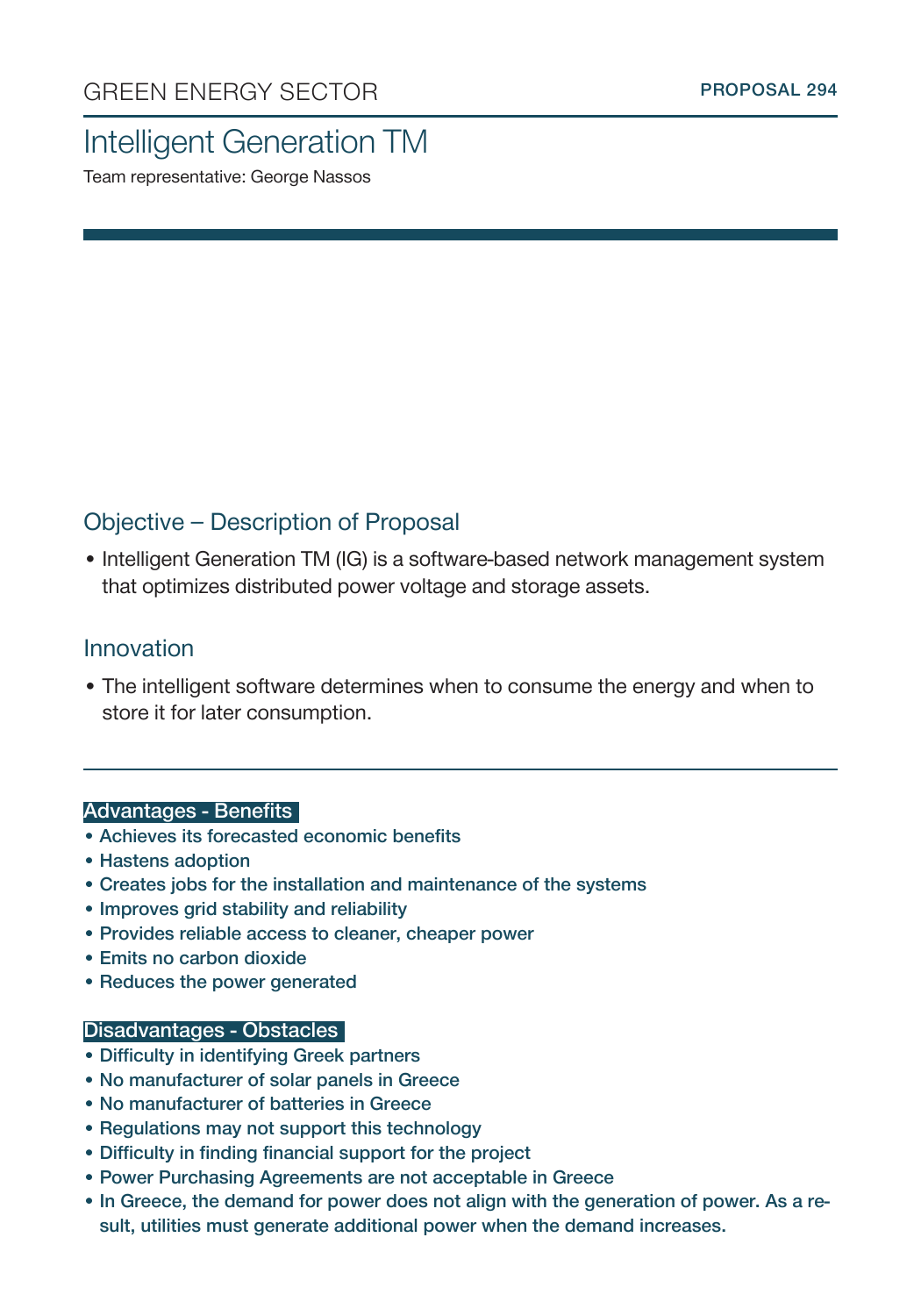GREEN ENERGY SECTOR

PROPOSAL 294

# Intelligent Generation TM

Team representative: George Nassos

## Objective – Description of Proposal

- Intelligent Generation TM (IG) is a software-based network management system that optimizes distributed power voltage and storage assets.

## Innovation

- The intelligent software determines when to consume the energy and when to store it for later consumption.

### Advantages - Benefits

- Achieves its forecasted economic benefits
- Hastens adoption
- Creates jobs for the installation and maintenance of the systems
- Improves grid stability and reliability
- Provides reliable access to cleaner, cheaper power
- Emits no carbon dioxide
- Reduces the power generated

### Disadvantages - Obstacles

- Difficulty in identifying Greek partners
- No manufacturer of solar panels in Greece
- No manufacturer of batteries in Greece
- Regulations may not support this technology
- Difficulty in finding financial support for the project
- Power Purchasing Agreements are not acceptable in Greece
- In Greece, the demand for power does not align with the generation of power. As a result, utilities must generate additional power when the demand increases.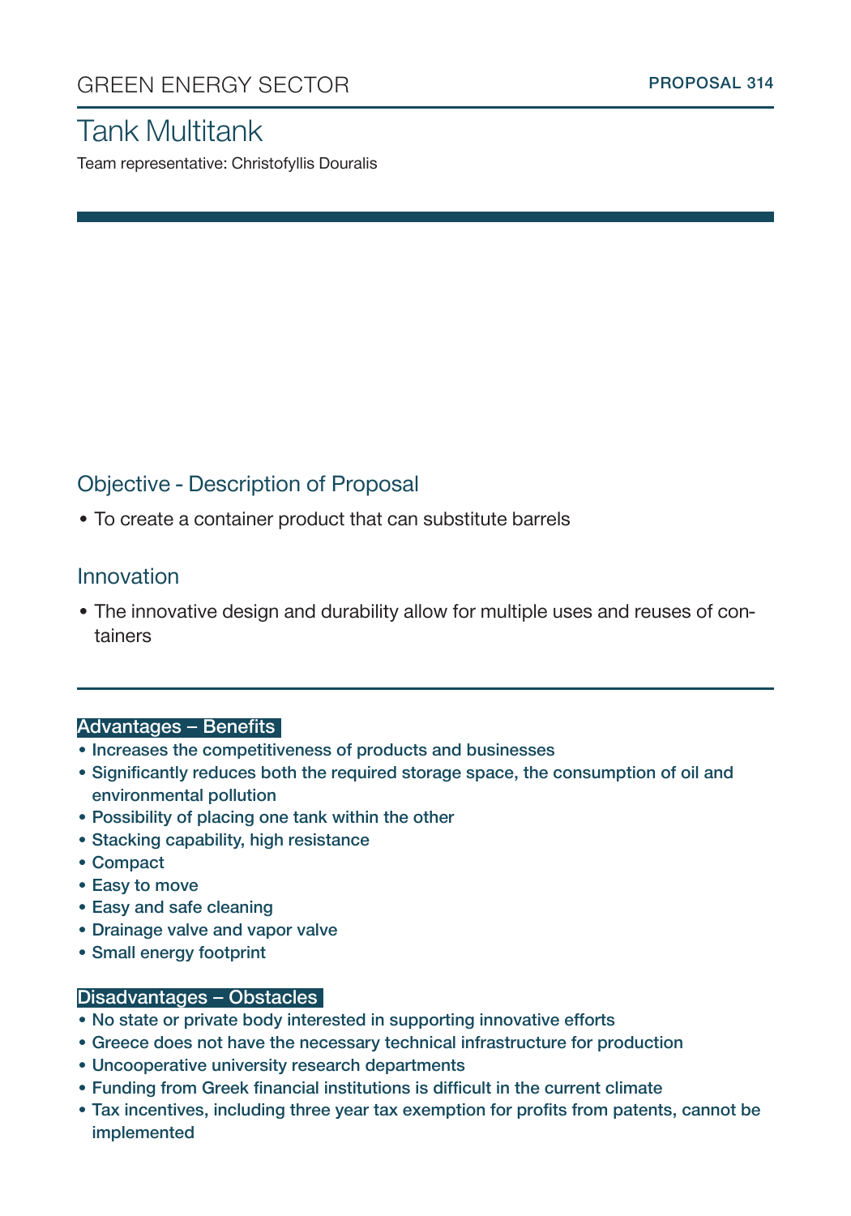GREEN ENERGY SECTOR

PROPOSAL 314

# Tank Multitank

Team representative: Christofyllis Douralis

## Objective - Description of Proposal

- To create a container product that can substitute barrels

## Innovation

- The innovative design and durability allow for multiple uses and reuses of containers

### Advantages – Benefits

- Increases the competitiveness of products and businesses
- Significantly reduces both the required storage space, the consumption of oil and environmental pollution
- Possibility of placing one tank within the other
- Stacking capability, high resistance
- Compact
- Easy to move
- Easy and safe cleaning
- Drainage valve and vapor valve
- Small energy footprint

### Disadvantages – Obstacles

- No state or private body interested in supporting innovative efforts
- Greece does not have the necessary technical infrastructure for production
- Uncooperative university research departments
- Funding from Greek financial institutions is difficult in the current climate
- Tax incentives, including three year tax exemption for profits from patents, cannot be implemented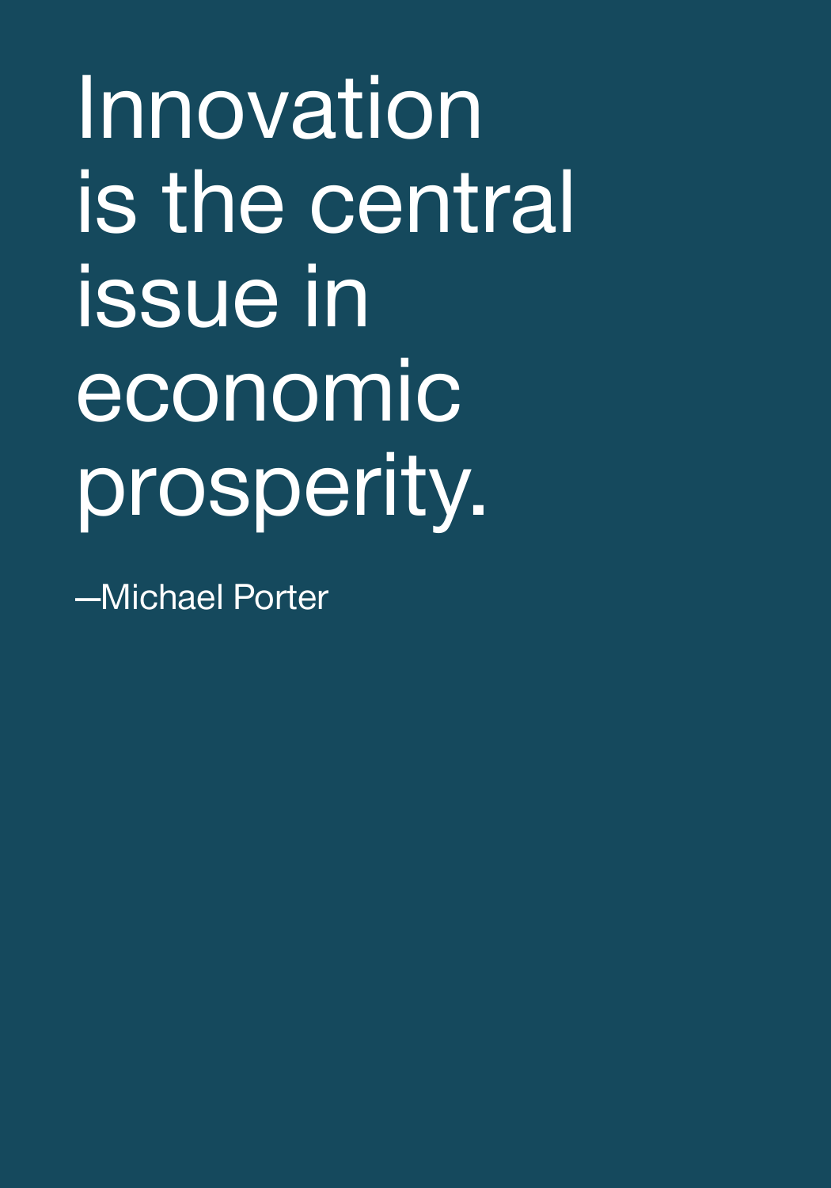# Innovation is the central issue in economic prosperity.

—Michael Porter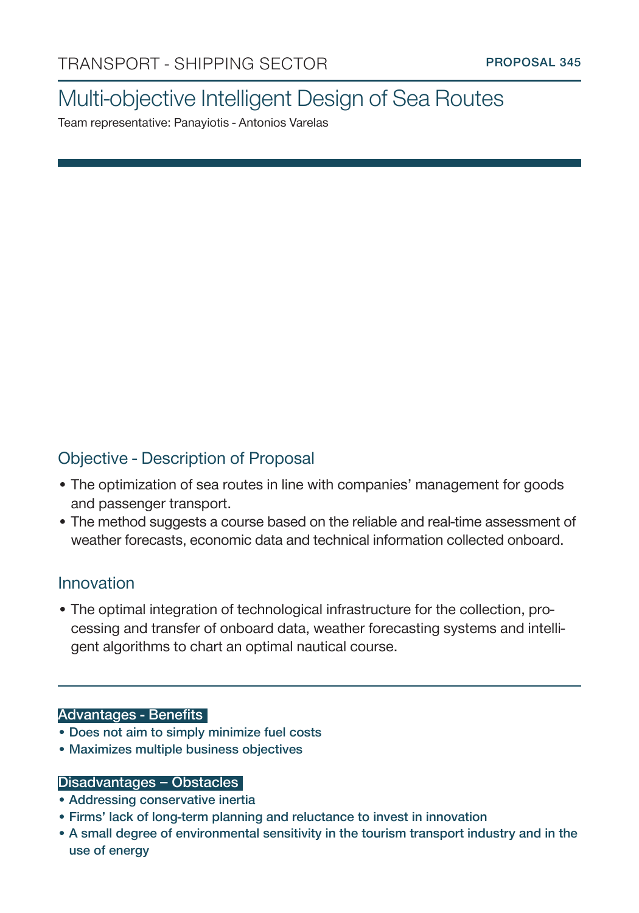TRANSPORT - SHIPPING SECTOR

**PROPOSAL 345**

# Multi-objective Intelligent Design of Sea Routes

Team representative: Panayiotis - Antonios Varelas

## Objective - Description of Proposal

- The optimization of sea routes in line with companies' management for goods and passenger transport.
- The method suggests a course based on the reliable and real-time assessment of weather forecasts, economic data and technical information collected onboard.

## Innovation

- The optimal integration of technological infrastructure for the collection, processing and transfer of onboard data, weather forecasting systems and intelligent algorithms to chart an optimal nautical course.

### Advantages - Benefits

- Does not aim to simply minimize fuel costs
- Maximizes multiple business objectives

### Disadvantages – Obstacles

- Addressing conservative inertia
- Firms' lack of long-term planning and reluctance to invest in innovation
- A small degree of environmental sensitivity in the tourism transport industry and in the use of energy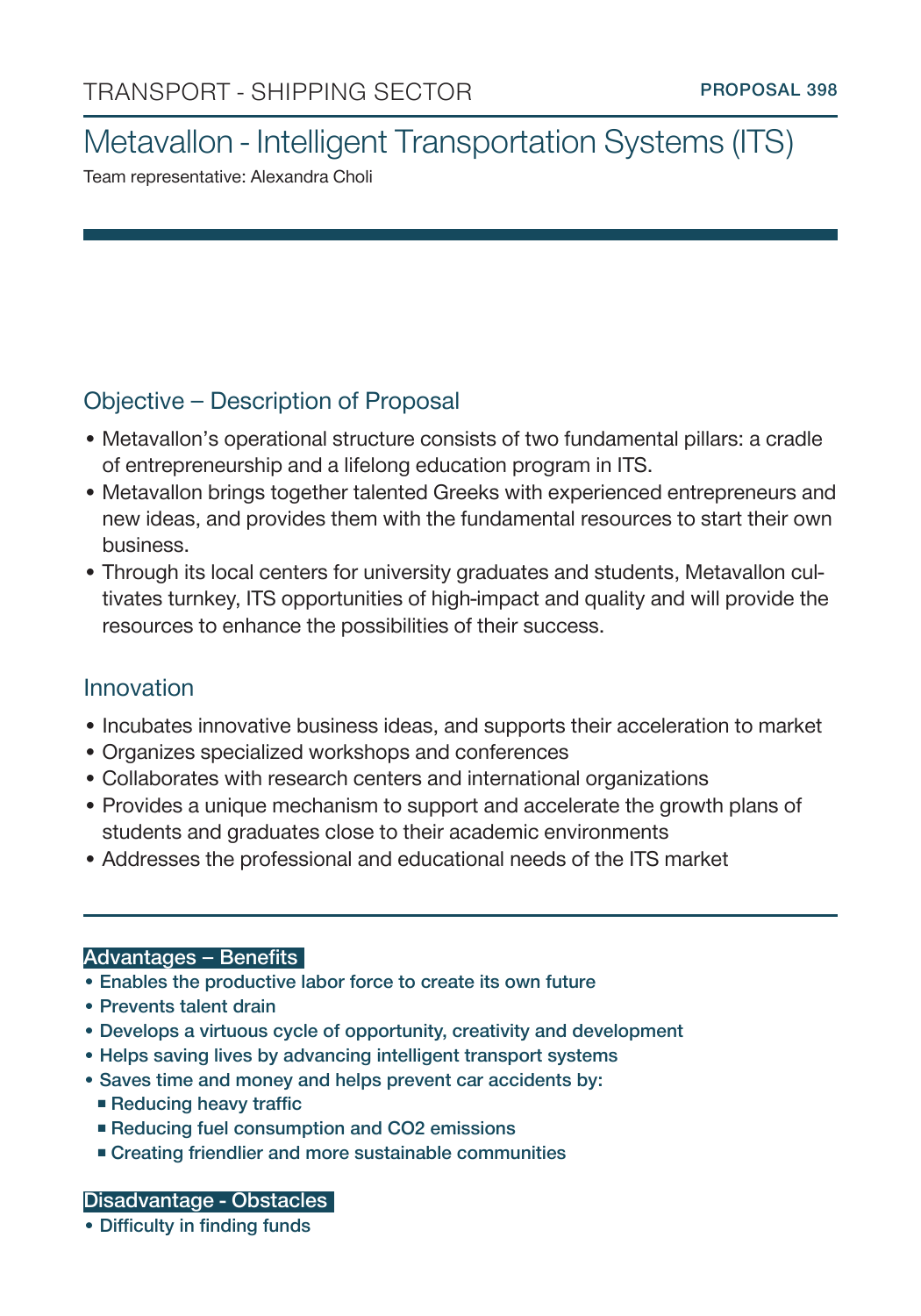TRANSPORT - SHIPPING SECTOR

PROPOSAL 398

# Metavallon - Intelligent Transportation Systems (ITS)

Team representative: Alexandra Choli

## Objective – Description of Proposal

- Metavallon's operational structure consists of two fundamental pillars: a cradle of entrepreneurship and a lifelong education program in ITS.
- Metavallon brings together talented Greeks with experienced entrepreneurs and new ideas, and provides them with the fundamental resources to start their own business.
- Through its local centers for university graduates and students, Metavallon cultivates turnkey, ITS opportunities of high-impact and quality and will provide the resources to enhance the possibilities of their success.

## Innovation

- Incubates innovative business ideas, and supports their acceleration to market
- Organizes specialized workshops and conferences
- Collaborates with research centers and international organizations
- Provides a unique mechanism to support and accelerate the growth plans of students and graduates close to their academic environments
- Addresses the professional and educational needs of the ITS market

### Advantages – Benefits

- Enables the productive labor force to create its own future
- Prevents talent drain
- Develops a virtuous cycle of opportunity, creativity and development
- Helps saving lives by advancing intelligent transport systems
- Saves time and money and helps prevent car accidents by:
  - Reducing heavy traffic
  - Reducing fuel consumption and $CO_2$ emissions
  - Creating friendlier and more sustainable communities

### Disadvantage - Obstacles

- Difficulty in finding funds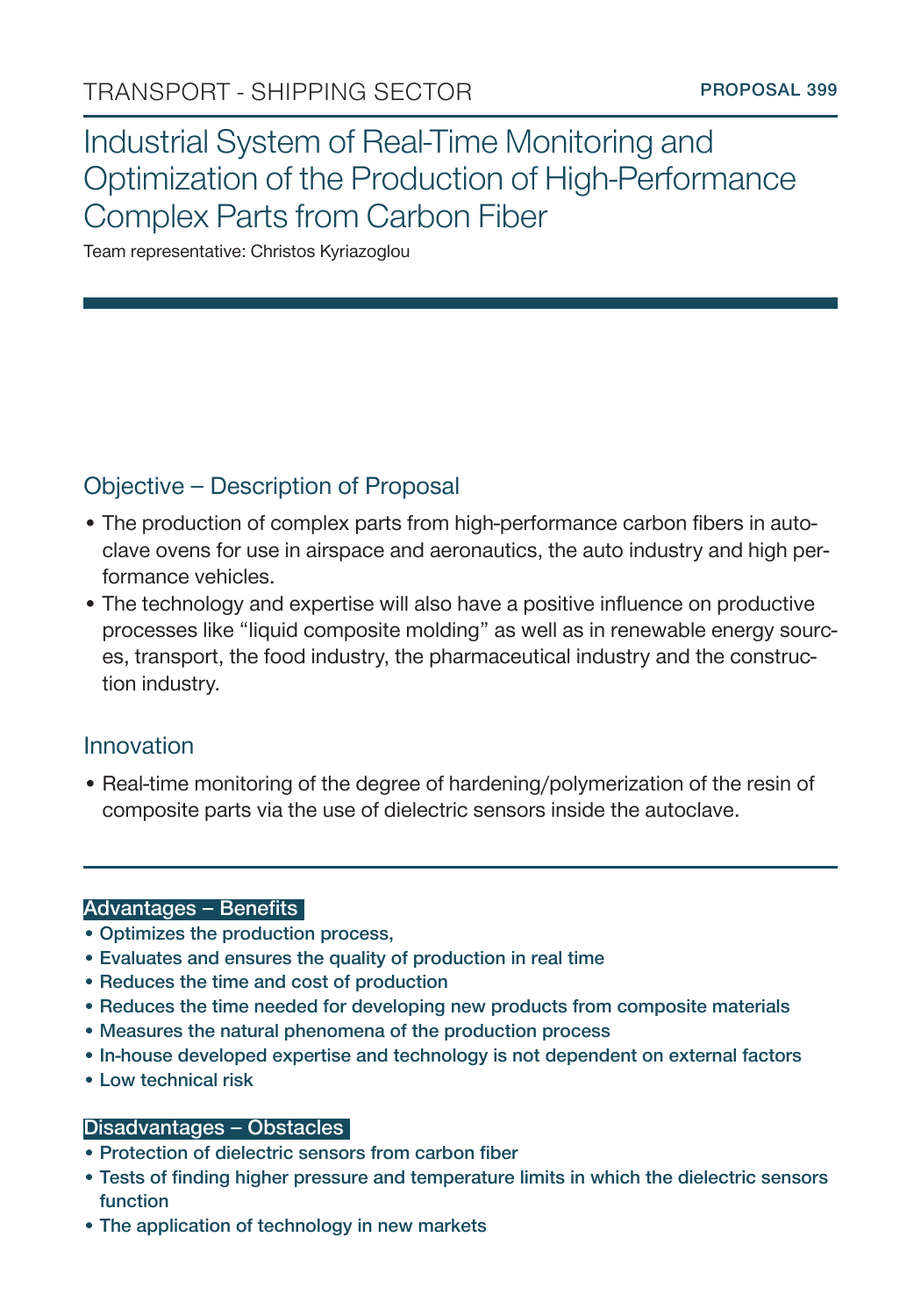TRANSPORT - SHIPPING SECTOR

PROPOSAL 399

# Industrial System of Real-Time Monitoring and Optimization of the Production of High-Performance Complex Parts from Carbon Fiber

Team representative: Christos Kyriazoglou

## Objective – Description of Proposal

- The production of complex parts from high-performance carbon fibers in autoclave ovens for use in airspace and aeronautics, the auto industry and high performance vehicles.
- The technology and expertise will also have a positive influence on productive processes like "liquid composite molding" as well as in renewable energy sources, transport, the food industry, the pharmaceutical industry and the construction industry.

## Innovation

- Real-time monitoring of the degree of hardening/polymerization of the resin of composite parts via the use of dielectric sensors inside the autoclave.

### Advantages – Benefits

- Optimizes the production process,
- Evaluates and ensures the quality of production in real time
- Reduces the time and cost of production
- Reduces the time needed for developing new products from composite materials
- Measures the natural phenomena of the production process
- In-house developed expertise and technology is not dependent on external factors
- Low technical risk

### Disadvantages – Obstacles

- Protection of dielectric sensors from carbon fiber
- Tests of finding higher pressure and temperature limits in which the dielectric sensors function
- The application of technology in new markets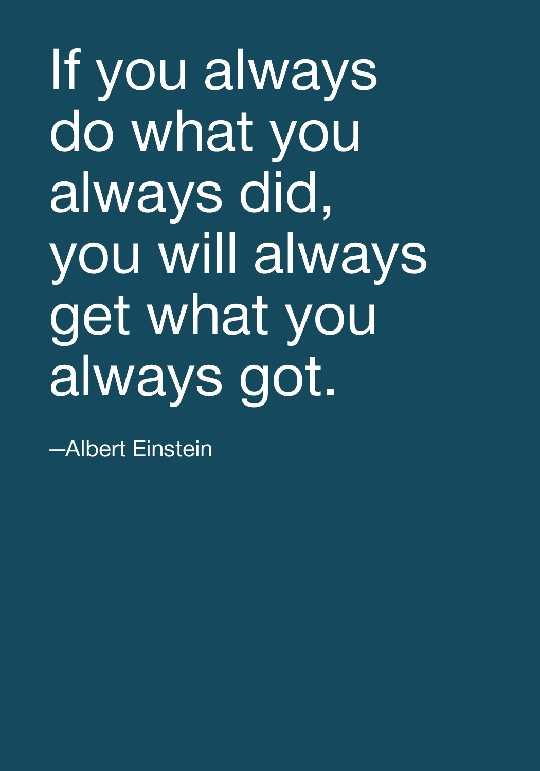# If you always do what you always did, you will always get what you always got.

—Albert Einstein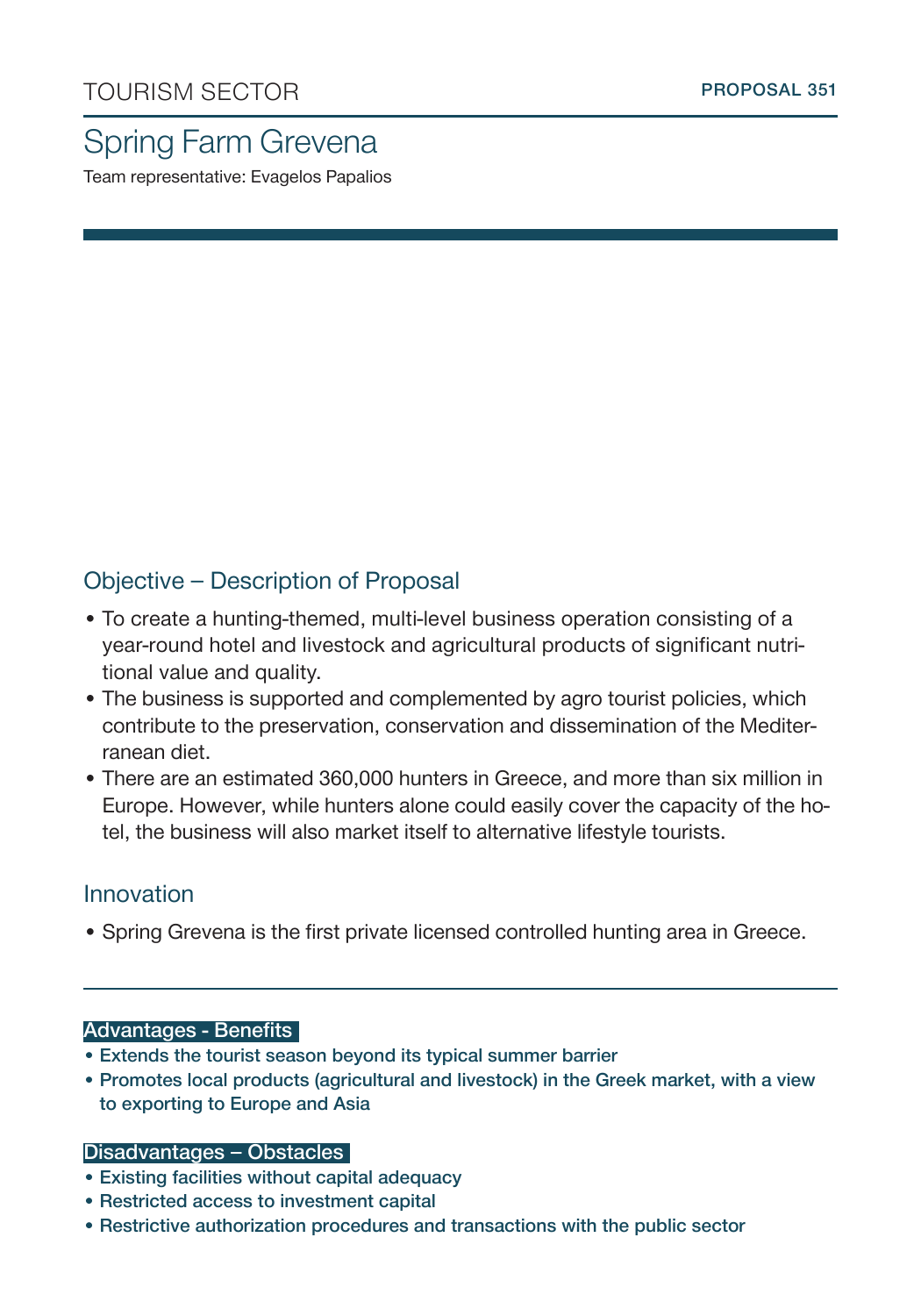TOURISM SECTOR

PROPOSAL 351

# Spring Farm Grevena

Team representative: Evagelos Papalios

## Objective – Description of Proposal

- To create a hunting-themed, multi-level business operation consisting of a year-round hotel and livestock and agricultural products of significant nutritional value and quality.
- The business is supported and complemented by agro tourist policies, which contribute to the preservation, conservation and dissemination of the Mediterranean diet.
- There are an estimated 360,000 hunters in Greece, and more than six million in Europe. However, while hunters alone could easily cover the capacity of the hotel, the business will also market itself to alternative lifestyle tourists.

## Innovation

- Spring Grevena is the first private licensed controlled hunting area in Greece.

### Advantages - Benefits

- Extends the tourist season beyond its typical summer barrier
- Promotes local products (agricultural and livestock) in the Greek market, with a view to exporting to Europe and Asia

### Disadvantages – Obstacles

- Existing facilities without capital adequacy
- Restricted access to investment capital
- Restrictive authorization procedures and transactions with the public sector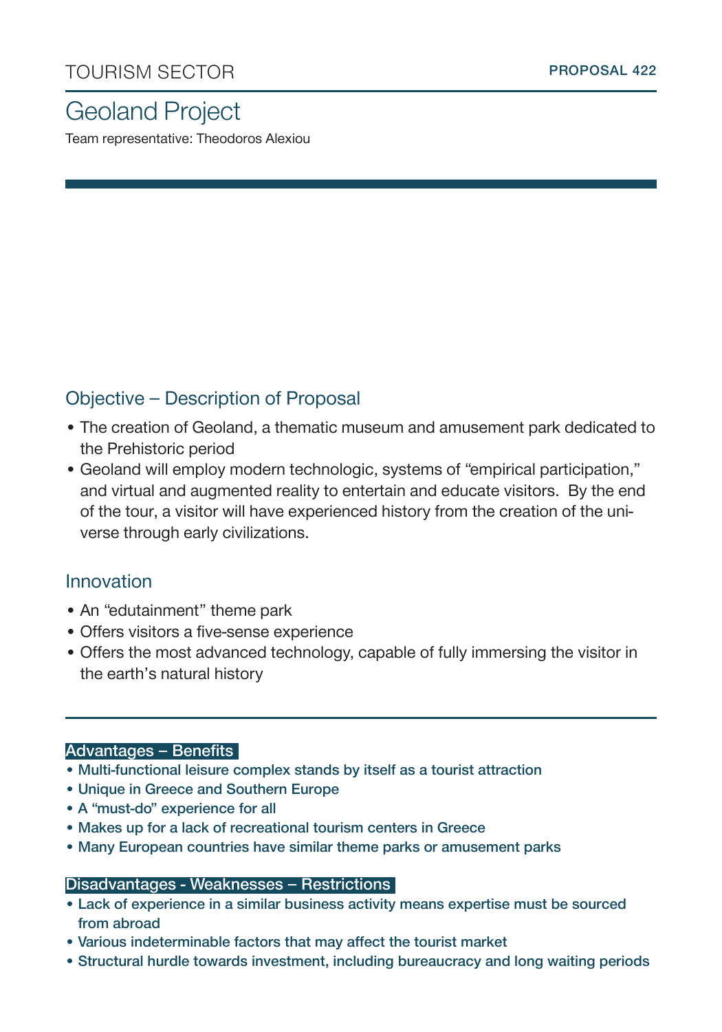TOURISM SECTOR

**PROPOSAL 422**

# Geoland Project

Team representative: Theodoros Alexiou

## Objective – Description of Proposal

- The creation of Geoland, a thematic museum and amusement park dedicated to the Prehistoric period
- Geoland will employ modern technologic, systems of "empirical participation," and virtual and augmented reality to entertain and educate visitors. By the end of the tour, a visitor will have experienced history from the creation of the universe through early civilizations.

## Innovation

- An "edutainment" theme park
- Offers visitors a five-sense experience
- Offers the most advanced technology, capable of fully immersing the visitor in the earth's natural history

### Advantages – Benefits

- Multi-functional leisure complex stands by itself as a tourist attraction
- Unique in Greece and Southern Europe
- A "must-do" experience for all
- Makes up for a lack of recreational tourism centers in Greece
- Many European countries have similar theme parks or amusement parks

### Disadvantages - Weaknesses – Restrictions

- Lack of experience in a similar business activity means expertise must be sourced from abroad
- Various indeterminable factors that may affect the tourist market
- Structural hurdle towards investment, including bureaucracy and long waiting periods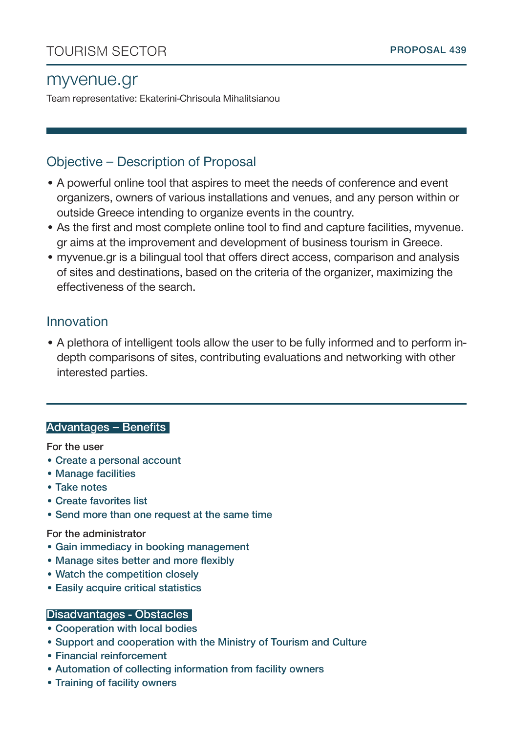TOURISM SECTOR **PROPOSAL 439**

# myvenue.gr

Team representative: Ekaterini-Chrisoula Mihalitsianou

## Objective – Description of Proposal

- A powerful online tool that aspires to meet the needs of conference and event organizers, owners of various installations and venues, and any person within or outside Greece intending to organize events in the country.
- As the first and most complete online tool to find and capture facilities, myvenue.gr aims at the improvement and development of business tourism in Greece.
- myvenue.gr is a bilingual tool that offers direct access, comparison and analysis of sites and destinations, based on the criteria of the organizer, maximizing the effectiveness of the search.

## Innovation

- A plethora of intelligent tools allow the user to be fully informed and to perform in-depth comparisons of sites, contributing evaluations and networking with other interested parties.

### Advantages – Benefits

For the user

- Create a personal account
- Manage facilities
- Take notes
- Create favorites list
- Send more than one request at the same time

For the administrator

- Gain immediacy in booking management
- Manage sites better and more flexibly
- Watch the competition closely
- Easily acquire critical statistics

### Disadvantages - Obstacles

- Cooperation with local bodies
- Support and cooperation with the Ministry of Tourism and Culture
- Financial reinforcement
- Automation of collecting information from facility owners
- Training of facility owners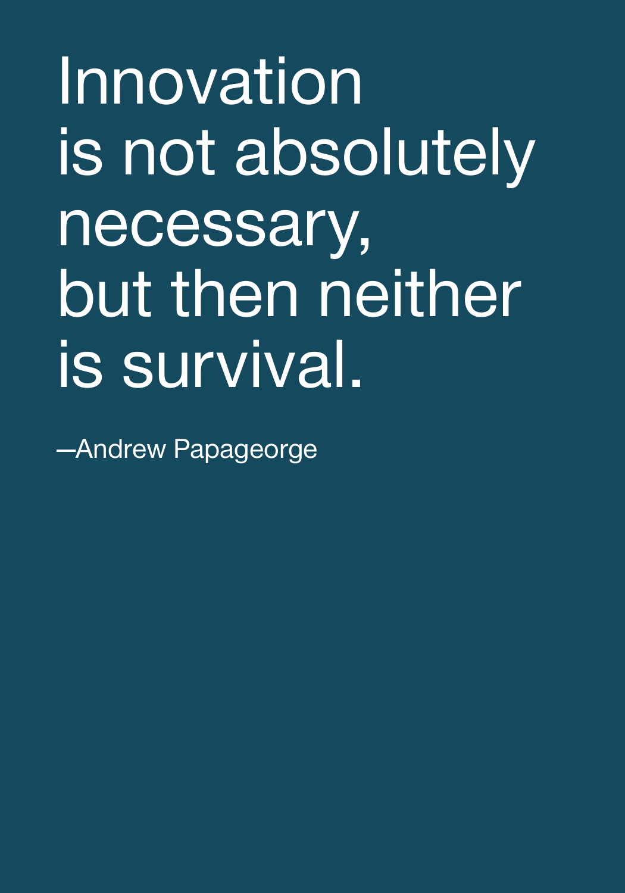# Innovation is not absolutely necessary, but then neither is survival.

—Andrew Papageorge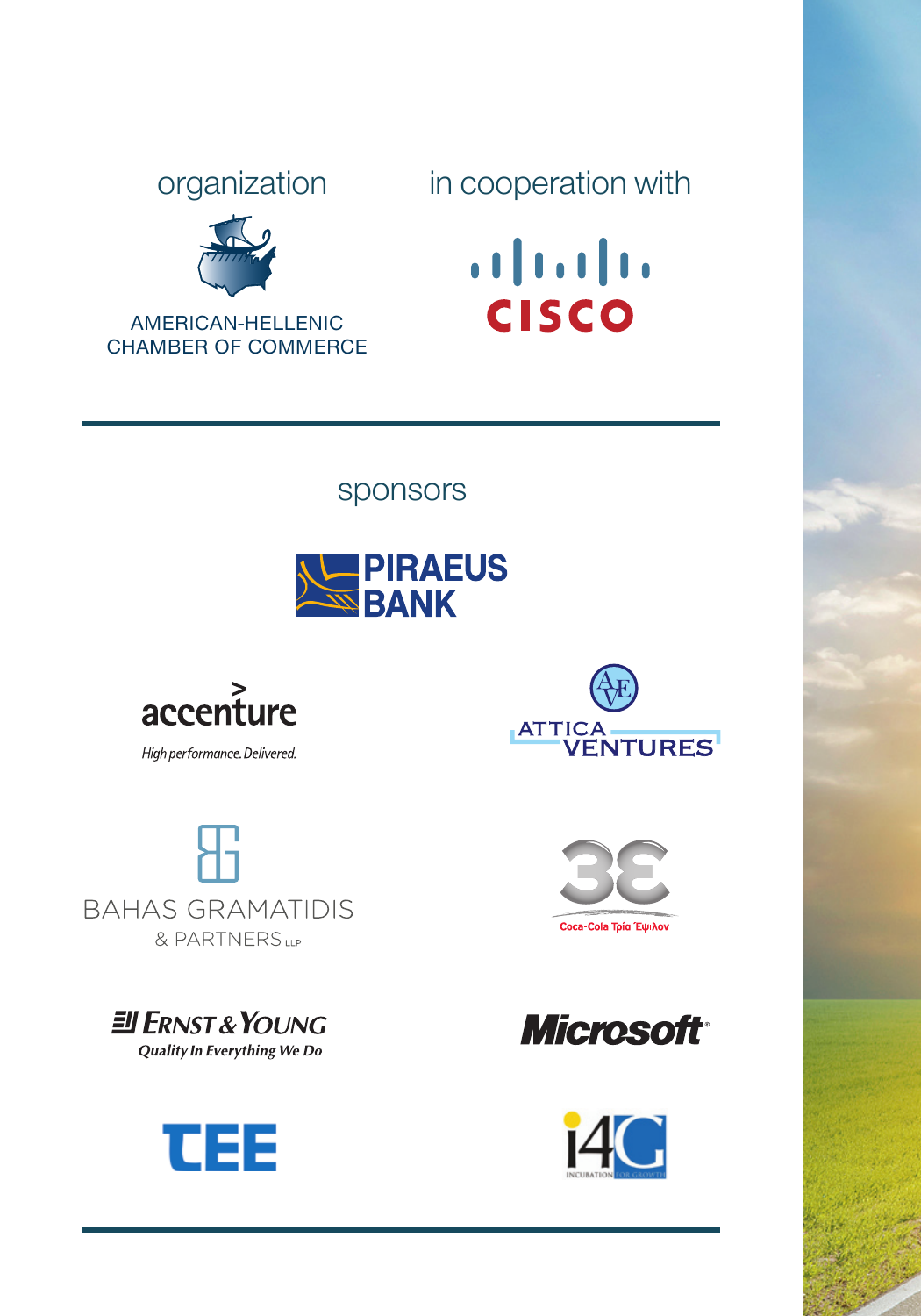organization

AMERICAN-HELLENIC
CHAMBER OF COMMERCE

in cooperation with

CISCO

sponsors

PIRAEUS BANK

accenture

High performance. Delivered.

ATTICA VENTURES

BAHAS GRAMATIDIS
& PARTNERS LLP

Coca-Cola Τρία Έψιλον

ERNST & YOUNG
Quality In Everything We Do

Microsoft

TEE

i4G
INCUBATION FOR GROWTH